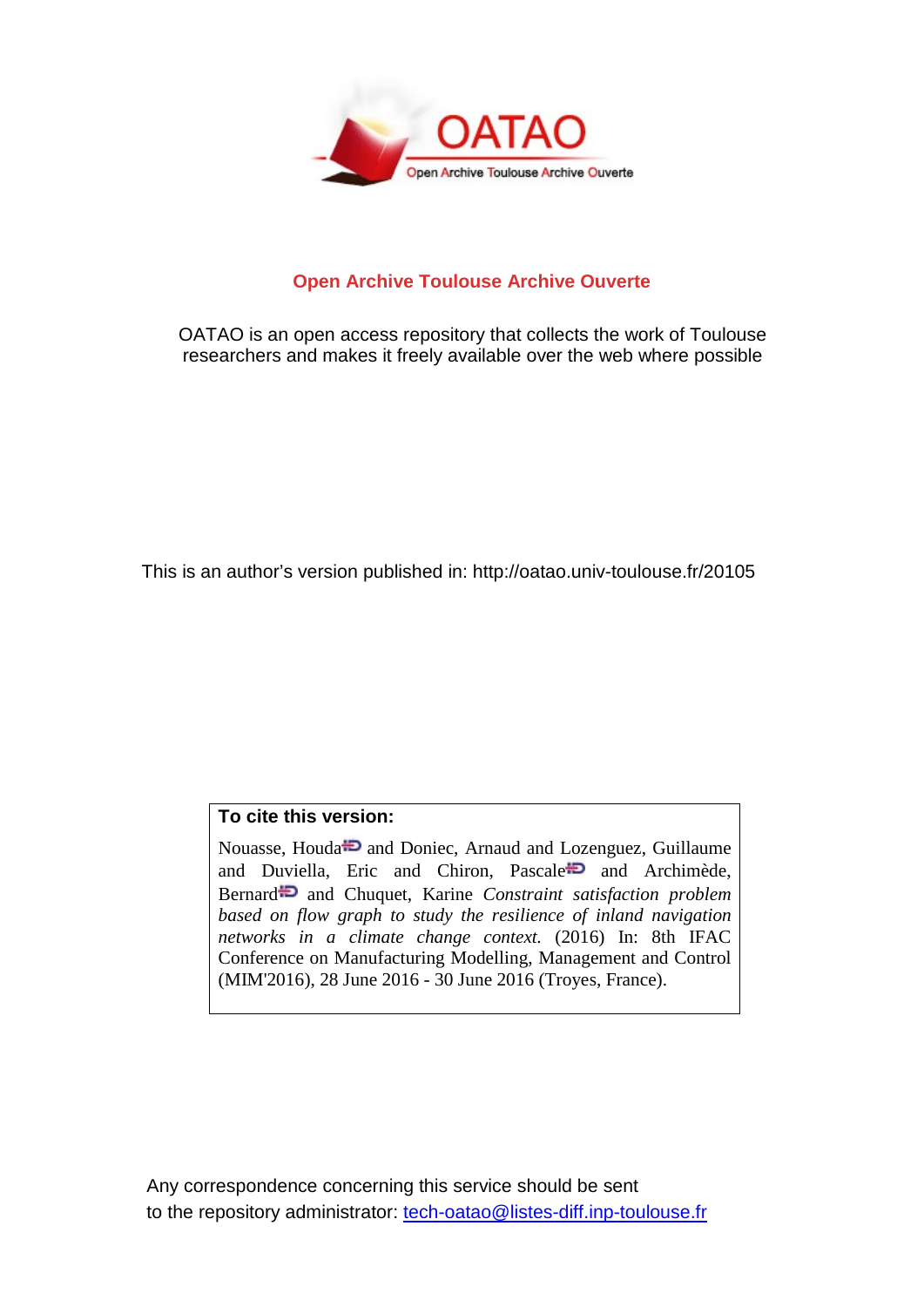OATAO

Open Archive Toulouse Archive Ouverte

## Open Archive Toulouse Archive Ouverte

OATAO is an open access repository that collects the work of Toulouse researchers and makes it freely available over the web where possible

This is an author's version published in: http://oatao.univ-toulouse.fr/20105

**To cite this version:**

Nouasse, Houda and Doniec, Arnaud and Lozenguez, Guillaume and Duviella, Eric and Chiron, Pascale and Archimède, Bernard and Chuquet, Karine *Constraint satisfaction problem based on flow graph to study the resilience of inland navigation networks in a climate change context.* (2016) In: 8th IFAC Conference on Manufacturing Modelling, Management and Control (MIM'2016), 28 June 2016 - 30 June 2016 (Troyes, France).

Any correspondence concerning this service should be sent to the repository administrator: tech-oatao@listes-diff.inp-toulouse.fr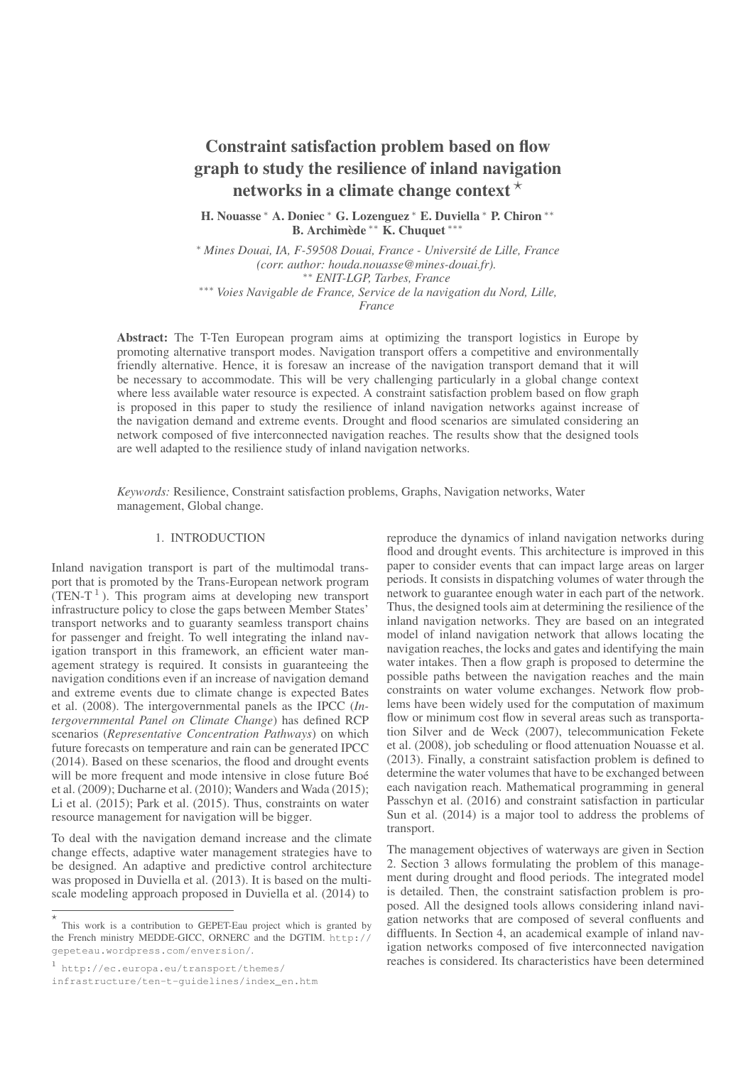# Constraint satisfaction problem based on flow graph to study the resilience of inland navigation networks in a climate change context ⋆

**H. Nouasse** [∗] **A. Doniec** [∗] **G. Lozenguez** [∗] **E. Duviella** [∗] **P. Chiron** [∗∗] **B. Archimède** [∗∗] **K. Chuquet** [∗∗∗]

[∗] *Mines Douai, IA, F-59508 Douai, France - Université de Lille, France (corr. author: houda.nouasse@mines-douai.fr).*
[∗∗] *ENIT-LGP, Tarbes, France*
[∗∗∗] *Voies Navigable de France, Service de la navigation du Nord, Lille, France*

**Abstract:** The T-Ten European program aims at optimizing the transport logistics in Europe by promoting alternative transport modes. Navigation transport offers a competitive and environmentally friendly alternative. Hence, it is foresaw an increase of the navigation transport demand that it will be necessary to accommodate. This will be very challenging particularly in a global change context where less available water resource is expected. A constraint satisfaction problem based on flow graph is proposed in this paper to study the resilience of inland navigation networks against increase of the navigation demand and extreme events. Drought and flood scenarios are simulated considering an network composed of five interconnected navigation reaches. The results show that the designed tools are well adapted to the resilience study of inland navigation networks.

*Keywords:* Resilience, Constraint satisfaction problems, Graphs, Navigation networks, Water management, Global change.

## 1. INTRODUCTION

Inland navigation transport is part of the multimodal transport that is promoted by the Trans-European network program (TEN-T [1]). This program aims at developing new transport infrastructure policy to close the gaps between Member States' transport networks and to guaranty seamless transport chains for passenger and freight. To well integrating the inland navigation transport in this framework, an efficient water management strategy is required. It consists in guaranteeing the navigation conditions even if an increase of navigation demand and extreme events due to climate change is expected Bates et al. (2008). The intergovernmental panels as the IPCC (*Intergovernmental Panel on Climate Change*) has defined RCP scenarios (*Representative Concentration Pathways*) on which future forecasts on temperature and rain can be generated IPCC (2014). Based on these scenarios, the flood and drought events will be more frequent and mode intensive in close future Boé et al. (2009); Ducharne et al. (2010); Wanders and Wada (2015); Li et al. (2015); Park et al. (2015). Thus, constraints on water resource management for navigation will be bigger.

To deal with the navigation demand increase and the climate change effects, adaptive water management strategies have to be designed. An adaptive and predictive control architecture was proposed in Duviella et al. (2013). It is based on the multi-scale modeling approach proposed in Duviella et al. (2014) to reproduce the dynamics of inland navigation networks during flood and drought events. This architecture is improved in this paper to consider events that can impact large areas on larger periods. It consists in dispatching volumes of water through the network to guarantee enough water in each part of the network. Thus, the designed tools aim at determining the resilience of the inland navigation networks. They are based on an integrated model of inland navigation network that allows locating the navigation reaches, the locks and gates and identifying the main water intakes. Then a flow graph is proposed to determine the possible paths between the navigation reaches and the main constraints on water volume exchanges. Network flow problems have been widely used for the computation of maximum flow or minimum cost flow in several areas such as transportation Silver and de Weck (2007), telecommunication Fekete et al. (2008), job scheduling or flood attenuation Nouasse et al. (2013). Finally, a constraint satisfaction problem is defined to determine the water volumes that have to be exchanged between each navigation reach. Mathematical programming in general Passchyn et al. (2016) and constraint satisfaction in particular Sun et al. (2014) is a major tool to address the problems of transport.

The management objectives of waterways are given in Section 2. Section 3 allows formulating the problem of this management during drought and flood periods. The integrated model is detailed. Then, the constraint satisfaction problem is proposed. All the designed tools allows considering inland navigation networks that are composed of several confluents and diffluents. In Section 4, an academical example of inland navigation networks composed of five interconnected navigation reaches is considered. Its characteristics have been determined

⋆ This work is a contribution to GEPET-Eau project which is granted by the French ministry MEDDE-GICC, ORNERC and the DGTIM. http://gepeteau.wordpress.com/enversion/.

[1] http://ec.europa.eu/transport/themes/infrastructure/ten-t-guidelines/index_en.htm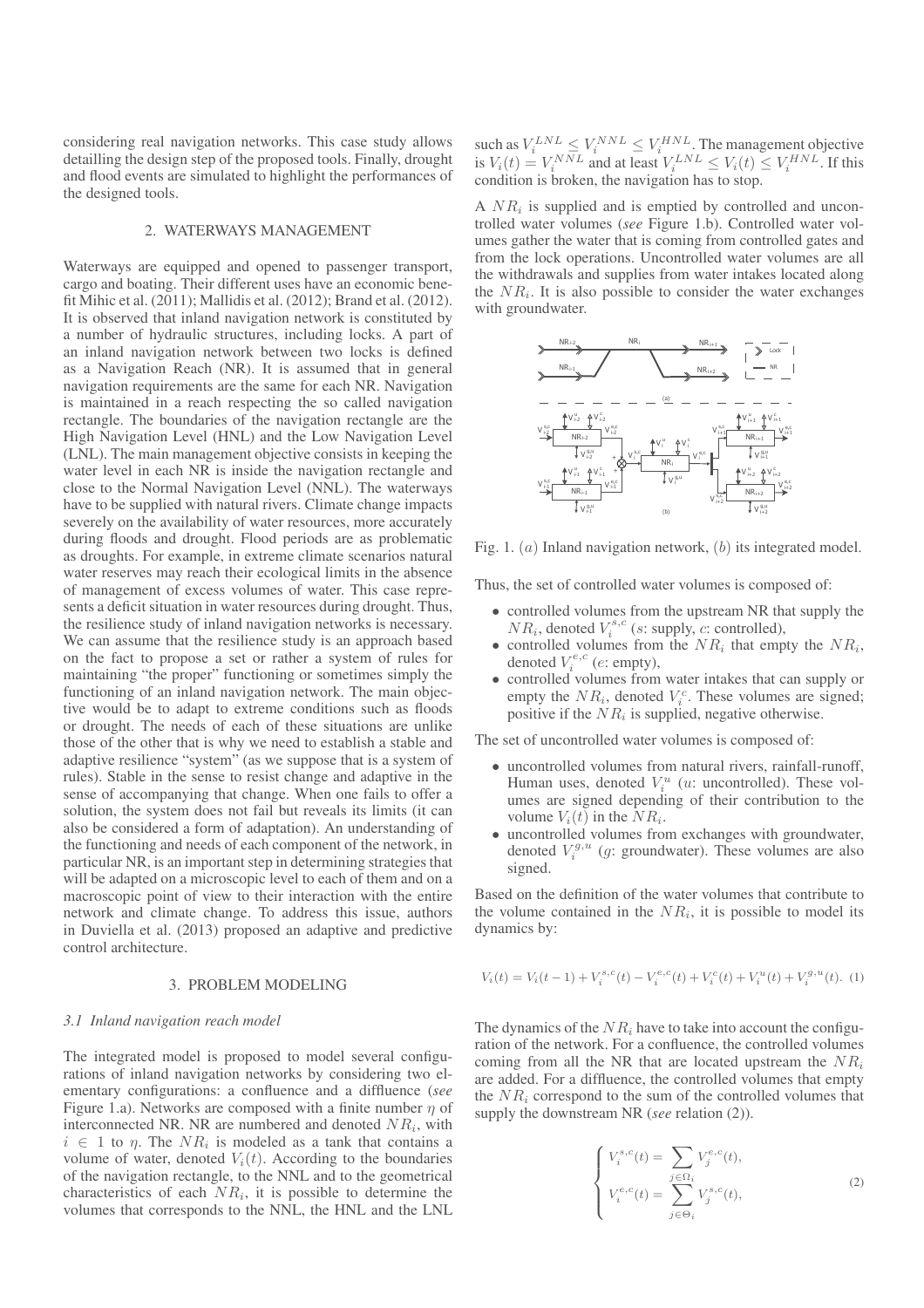considering real navigation networks. This case study allows detailling the design step of the proposed tools. Finally, drought and flood events are simulated to highlight the performances of the designed tools.

## 2. WATERWAYS MANAGEMENT

Waterways are equipped and opened to passenger transport, cargo and boating. Their different uses have an economic benefit Mihic et al. (2011); Mallidis et al. (2012); Brand et al. (2012). It is observed that inland navigation network is constituted by a number of hydraulic structures, including locks. A part of an inland navigation network between two locks is defined as a Navigation Reach (NR). It is assumed that in general navigation requirements are the same for each NR. Navigation is maintained in a reach respecting the so called navigation rectangle. The boundaries of the navigation rectangle are the High Navigation Level (HNL) and the Low Navigation Level (LNL). The main management objective consists in keeping the water level in each NR is inside the navigation rectangle and close to the Normal Navigation Level (NNL). The waterways have to be supplied with natural rivers. Climate change impacts severely on the availability of water resources, more accurately during floods and drought. Flood periods are as problematic as droughts. For example, in extreme climate scenarios natural water reserves may reach their ecological limits in the absence of management of excess volumes of water. This case represents a deficit situation in water resources during drought. Thus, the resilience study of inland navigation networks is necessary. We can assume that the resilience study is an approach based on the fact to propose a set or rather a system of rules for maintaining "the proper" functioning or sometimes simply the functioning of an inland navigation network. The main objective would be to adapt to extreme conditions such as floods or drought. The needs of each of these situations are unlike those of the other that is why we need to establish a stable and adaptive resilience "system" (as we suppose that is a system of rules). Stable in the sense to resist change and adaptive in the sense of accompanying that change. When one fails to offer a solution, the system does not fail but reveals its limits (it can also be considered a form of adaptation). An understanding of the functioning and needs of each component of the network, in particular NR, is an important step in determining strategies that will be adapted on a microscopic level to each of them and on a macroscopic point of view to their interaction with the entire network and climate change. To address this issue, authors in Duviella et al. (2013) proposed an adaptive and predictive control architecture.

## 3. PROBLEM MODELING

### 3.1 Inland navigation reach model

The integrated model is proposed to model several configurations of inland navigation networks by considering two elementary configurations: a confluence and a diffluence (*see* Figure 1.a). Networks are composed with a finite number $\eta$ of interconnected NR. NR are numbered and denoted $NR_i$, with $i \in 1$ to $\eta$. The $NR_i$ is modeled as a tank that contains a volume of water, denoted $V_i(t)$. According to the boundaries of the navigation rectangle, to the NNL and to the geometrical characteristics of each $NR_i$, it is possible to determine the volumes that corresponds to the NNL, the HNL and the LNL such as $V_i^{LNL} \leq V_i^{NNL} \leq V_i^{HNL}$. The management objective is $V_i(t) = V_i^{NNL}$ and at least $V_i^{LNL} \leq V_i(t) \leq V_i^{HNL}$. If this condition is broken, the navigation has to stop.

A $NR_i$ is supplied and is emptied by controlled and uncontrolled water volumes (*see* Figure 1.b). Controlled water volumes gather the water that is coming from controlled gates and from the lock operations. Uncontrolled water volumes are all the withdrawals and supplies from water intakes located along the $NR_i$. It is also possible to consider the water exchanges with groundwater.

Fig. 1. $(a)$ Inland navigation network, $(b)$ its integrated model.

Thus, the set of controlled water volumes is composed of:

- controlled volumes from the upstream NR that supply the $NR_i$, denoted $V_i^{s,c}$ ($s$: supply, $c$: controlled),
- controlled volumes from the $NR_i$ that empty the $NR_i$, denoted $V_i^{e,c}$ ($e$: empty),
- controlled volumes from water intakes that can supply or empty the $NR_i$, denoted $V_i^c$. These volumes are signed; positive if the $NR_i$ is supplied, negative otherwise.

The set of uncontrolled water volumes is composed of:

- uncontrolled volumes from natural rivers, rainfall-runoff, Human uses, denoted $V_i^u$ ($u$: uncontrolled). These volumes are signed depending of their contribution to the volume $V_i(t)$ in the $NR_i$.
- uncontrolled volumes from exchanges with groundwater, denoted $V_i^{g,u}$ ($g$: groundwater). These volumes are also signed.

Based on the definition of the water volumes that contribute to the volume contained in the $NR_i$, it is possible to model its dynamics by:

$$V_i(t) = V_i(t-1) + V_i^{s,c}(t) - V_i^{e,c}(t) + V_i^c(t) + V_i^u(t) + V_i^{g,u}(t). \quad (1)$$

The dynamics of the $NR_i$ have to take into account the configuration of the network. For a confluence, the controlled volumes coming from all the NR that are located upstream the $NR_i$ are added. For a diffluence, the controlled volumes that empty the $NR_i$ correspond to the sum of the controlled volumes that supply the downstream NR (*see* relation (2)).

$$\begin{cases} V_i^{s,c}(t) = \sum_{j \in \Omega_i} V_j^{e,c}(t), \\ V_i^{e,c}(t) = \sum_{j \in \Theta_i} V_j^{s,c}(t), \end{cases} \quad (2)$$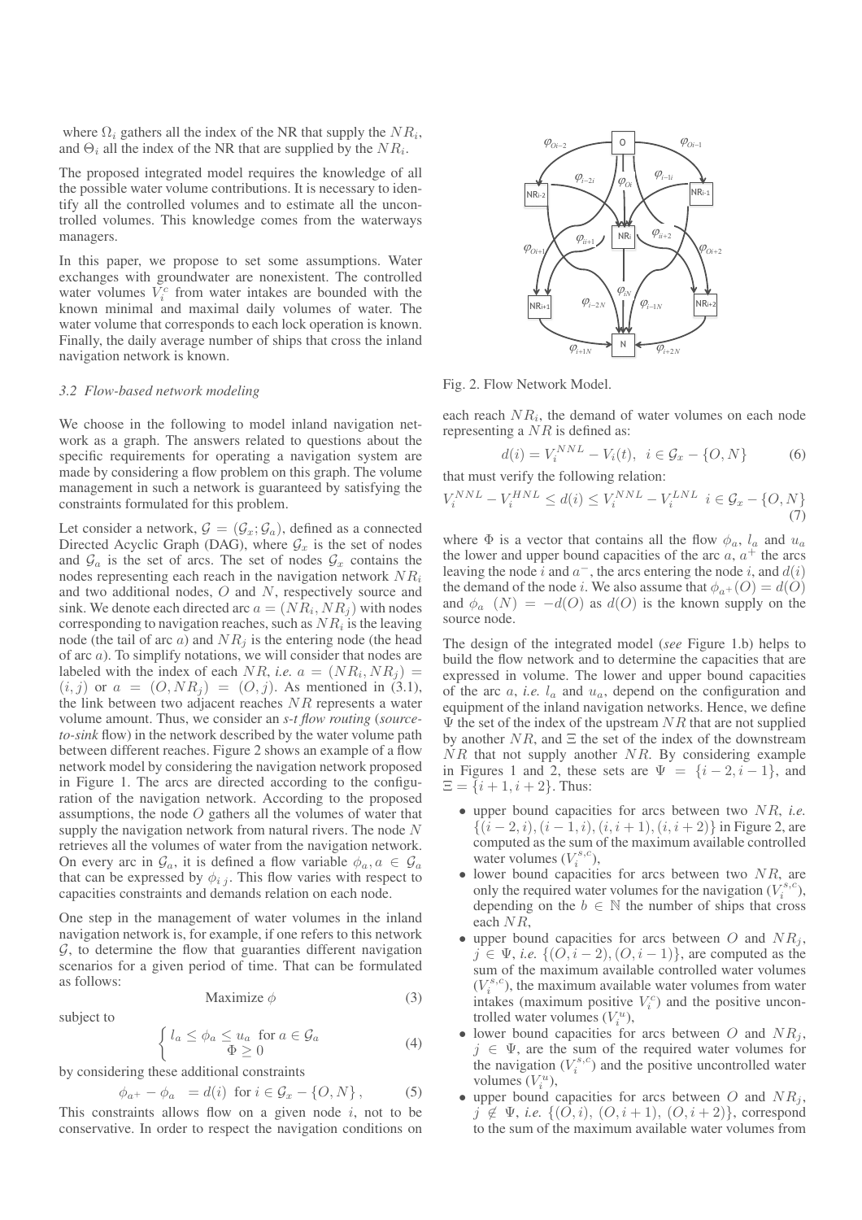where $\Omega_i$ gathers all the index of the NR that supply the $NR_i$, and $\Theta_i$ all the index of the NR that are supplied by the $NR_i$.

The proposed integrated model requires the knowledge of all the possible water volume contributions. It is necessary to identify all the controlled volumes and to estimate all the uncontrolled volumes. This knowledge comes from the waterways managers.

In this paper, we propose to set some assumptions. Water exchanges with groundwater are nonexistent. The controlled water volumes $V_i^c$ from water intakes are bounded with the known minimal and maximal daily volumes of water. The water volume that corresponds to each lock operation is known. Finally, the daily average number of ships that cross the inland navigation network is known.

### 3.2 Flow-based network modeling

We choose in the following to model inland navigation network as a graph. The answers related to questions about the specific requirements for operating a navigation system are made by considering a flow problem on this graph. The volume management in such a network is guaranteed by satisfying the constraints formulated for this problem.

Let consider a network, $\mathcal{G} = (\mathcal{G}_x; \mathcal{G}_a)$, defined as a connected Directed Acyclic Graph (DAG), where $\mathcal{G}_x$ is the set of nodes and $\mathcal{G}_a$ is the set of arcs. The set of nodes $\mathcal{G}_x$ contains the nodes representing each reach in the navigation network $NR_i$ and two additional nodes, $O$ and $N$, respectively source and sink. We denote each directed arc $a = (NR_i, NR_j)$ with nodes corresponding to navigation reaches, such as $NR_i$ is the leaving node (the tail of arc $a$) and $NR_j$ is the entering node (the head of arc $a$). To simplify notations, we will consider that nodes are labeled with the index of each $NR$, *i.e.* $a = (NR_i, NR_j) = (i, j)$ or $a = (O, NR_j) = (O, j)$. As mentioned in (3.1), the link between two adjacent reaches $NR$ represents a water volume amount. Thus, we consider an *s-t flow routing* (*source-to-sink* flow) in the network described by the water volume path between different reaches. Figure 2 shows an example of a flow network model by considering the navigation network proposed in Figure 1. The arcs are directed according to the configuration of the navigation network. According to the proposed assumptions, the node $O$ gathers all the volumes of water that supply the navigation network from natural rivers. The node $N$ retrieves all the volumes of water from the navigation network. On every arc in $\mathcal{G}_a$, it is defined a flow variable $\phi_a, a \in \mathcal{G}_a$ that can be expressed by $\phi_{i\,j}$. This flow varies with respect to capacities constraints and demands relation on each node.

One step in the management of water volumes in the inland navigation network is, for example, if one refers to this network $\mathcal{G}$, to determine the flow that guaranties different navigation scenarios for a given period of time. That can be formulated as follows:

$$\text{Maximize } \phi \tag{3}$$

subject to

$$\begin{cases} l_a \leq \phi_a \leq u_a \ \text{ for } a \in \mathcal{G}_a \\ \Phi \geq 0 \end{cases} \tag{4}$$

by considering these additional constraints

$$\phi_{a^+} - \phi_{a^-} = d(i) \ \text{ for } i \in \mathcal{G}_x - \{O, N\}, \tag{5}$$

This constraints allows flow on a given node $i$, not to be conservative. In order to respect the navigation conditions on each reach $NR_i$, the demand of water volumes on each node representing a $NR$ is defined as:

$$d(i) = V_i^{NNL} - V_i(t), \ \ i \in \mathcal{G}_x - \{O, N\} \tag{6}$$

that must verify the following relation:

$$V_i^{NNL} - V_i^{HNL} \leq d(i) \leq V_i^{NNL} - V_i^{LNL} \ \ i \in \mathcal{G}_x - \{O, N\} \tag{7}$$

where $\Phi$ is a vector that contains all the flow $\phi_a$, $l_a$ and $u_a$ the lower and upper bound capacities of the arc $a$, $a^+$ the arcs leaving the node $i$ and $a^-$, the arcs entering the node $i$, and $d(i)$ the demand of the node $i$. We also assume that $\phi_{a^+}(O) = d(O)$ and $\phi_{a^-}(N) = -d(O)$ as $d(O)$ is the known supply on the source node.

Fig. 2. Flow Network Model.

The design of the integrated model (*see* Figure 1.b) helps to build the flow network and to determine the capacities that are expressed in volume. The lower and upper bound capacities of the arc $a$, *i.e.* $l_a$ and $u_a$, depend on the configuration and equipment of the inland navigation networks. Hence, we define $\Psi$ the set of the index of the upstream $NR$ that are not supplied by another $NR$, and $\Xi$ the set of the index of the downstream $NR$ that not supply another $NR$. By considering example in Figures 1 and 2, these sets are $\Psi = \{i-2, i-1\}$, and $\Xi = \{i+1, i+2\}$. Thus:

- upper bound capacities for arcs between two $NR$, *i.e.* $\{(i-2, i), (i-1, i), (i, i+1), (i, i+2)\}$ in Figure 2, are computed as the sum of the maximum available controlled water volumes ($V_i^{s,c}$),
- lower bound capacities for arcs between two $NR$, are only the required water volumes for the navigation ($V_i^{s,c}$), depending on the $b \in \mathbb{N}$ the number of ships that cross each $NR$,
- upper bound capacities for arcs between $O$ and $NR_j$, $j \in \Psi$, *i.e.* $\{(O, i-2), (O, i-1)\}$, are computed as the sum of the maximum available controlled water volumes ($V_i^{s,c}$), the maximum available water volumes from water intakes (maximum positive $V_i^c$) and the positive uncontrolled water volumes ($V_i^u$),
- lower bound capacities for arcs between $O$ and $NR_j$, $j \in \Psi$, are the sum of the required water volumes for the navigation ($V_i^{s,c}$) and the positive uncontrolled water volumes ($V_i^u$),
- upper bound capacities for arcs between $O$ and $NR_j$, $j \notin \Psi$, *i.e.* $\{(O, i), (O, i+1), (O, i+2)\}$, correspond to the sum of the maximum available water volumes from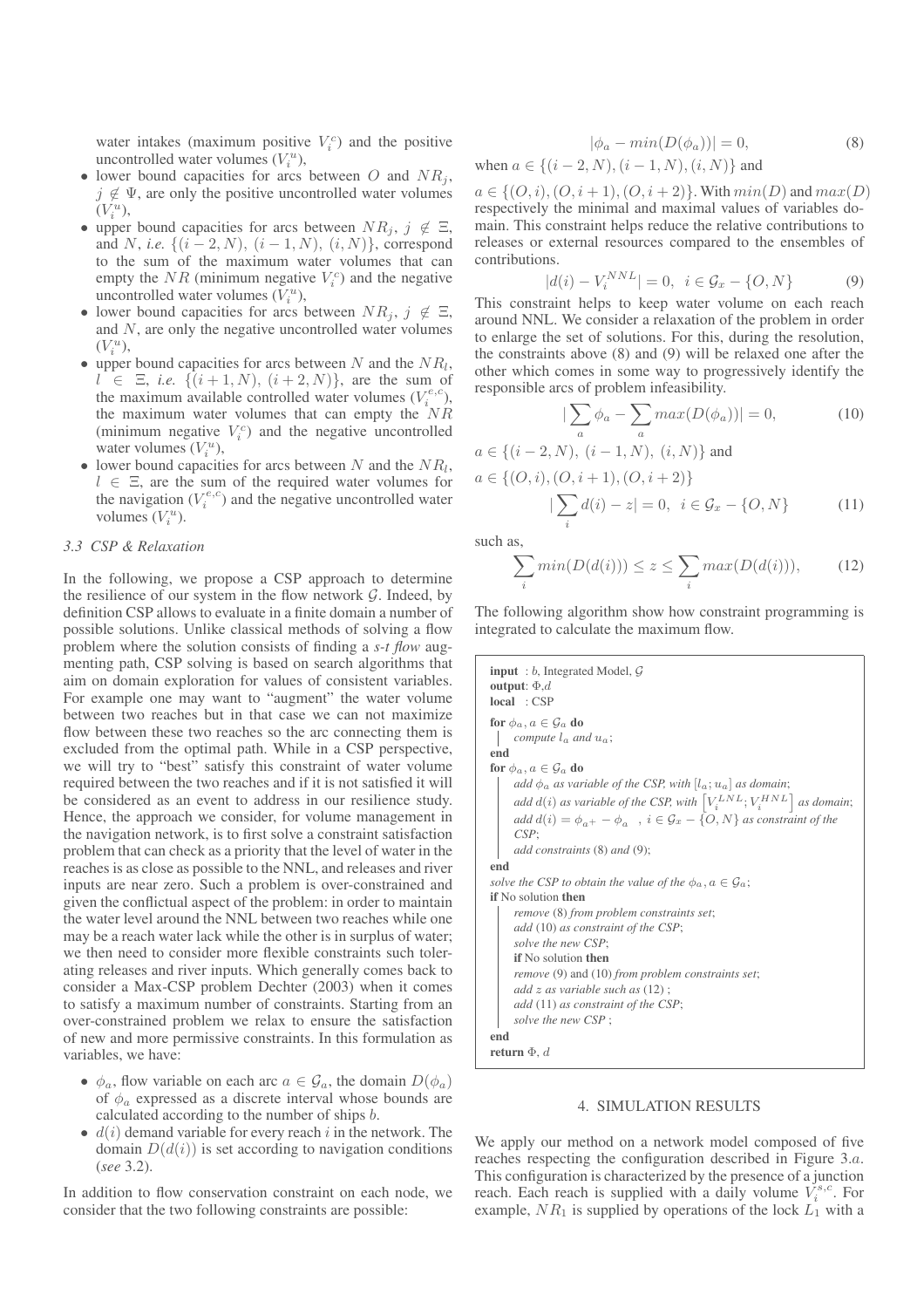water intakes (maximum positive $V_i^c$) and the positive uncontrolled water volumes ($V_i^u$),

- lower bound capacities for arcs between $O$ and $NR_j$, $j \notin \Psi$, are only the positive uncontrolled water volumes ($V_i^u$),
- upper bound capacities for arcs between $NR_j$, $j \notin \Xi$, and $N$, *i.e.* $\{(i-2, N), (i-1, N), (i, N)\}$, correspond to the sum of the maximum water volumes that can empty the $NR$ (minimum negative $V_i^c$) and the negative uncontrolled water volumes ($V_i^u$),
- lower bound capacities for arcs between $NR_j$, $j \notin \Xi$, and $N$, are only the negative uncontrolled water volumes ($V_i^u$),
- upper bound capacities for arcs between $N$ and the $NR_l$, $l \in \Xi$, *i.e.* $\{(i+1, N), (i+2, N)\}$, are the sum of the maximum available controlled water volumes ($V_i^{e,c}$), the maximum water volumes that can empty the $NR$ (minimum negative $V_i^c$) and the negative uncontrolled water volumes ($V_i^u$),
- lower bound capacities for arcs between $N$ and the $NR_l$, $l \in \Xi$, are the sum of the required water volumes for the navigation ($V_i^{e,c}$) and the negative uncontrolled water volumes ($V_i^u$).

### 3.3 CSP & Relaxation

In the following, we propose a CSP approach to determine the resilience of our system in the flow network $\mathcal{G}$. Indeed, by definition CSP allows to evaluate in a finite domain a number of possible solutions. Unlike classical methods of solving a flow problem where the solution consists of finding a *s-t flow* augmenting path, CSP solving is based on search algorithms that aim on domain exploration for values of consistent variables. For example one may want to "augment" the water volume between two reaches but in that case we can not maximize flow between these two reaches so the arc connecting them is excluded from the optimal path. While in a CSP perspective, we will try to "best" satisfy this constraint of water volume required between the two reaches and if it is not satisfied it will be considered as an event to address in our resilience study. Hence, the approach we consider, for volume management in the navigation network, is to first solve a constraint satisfaction problem that can check as a priority that the level of water in the reaches is as close as possible to the NNL, and releases and river inputs are near zero. Such a problem is over-constrained and given the conflictual aspect of the problem: in order to maintain the water level around the NNL between two reaches while one may be a reach water lack while the other is in surplus of water; we then need to consider more flexible constraints such tolerating releases and river inputs. Which generally comes back to consider a Max-CSP problem Dechter (2003) when it comes to satisfy a maximum number of constraints. Starting from an over-constrained problem we relax to ensure the satisfaction of new and more permissive constraints. In this formulation as variables, we have:

- $\phi_a$, flow variable on each arc $a \in \mathcal{G}_a$, the domain $D(\phi_a)$ of $\phi_a$ expressed as a discrete interval whose bounds are calculated according to the number of ships $b$.
- $d(i)$ demand variable for every reach $i$ in the network. The domain $D(d(i))$ is set according to navigation conditions (*see* 3.2).

In addition to flow conservation constraint on each node, we consider that the two following constraints are possible:

$$|\phi_a - min(D(\phi_a))| = 0, \tag{8}$$

when $a \in \{(i-2, N), (i-1, N), (i, N)\}$ and

$a \in \{(O, i), (O, i+1), (O, i+2)\}$. With $min(D)$ and $max(D)$ respectively the minimal and maximal values of variables domain. This constraint helps reduce the relative contributions to releases or external resources compared to the ensembles of contributions.

$$|d(i) - V_i^{NNL}| = 0, \;\; i \in \mathcal{G}_x - \{O, N\} \tag{9}$$

This constraint helps to keep water volume on each reach around NNL. We consider a relaxation of the problem in order to enlarge the set of solutions. For this, during the resolution, the constraints above (8) and (9) will be relaxed one after the other which comes in some way to progressively identify the responsible arcs of problem infeasibility.

$$|\sum_a \phi_a - \sum_a max(D(\phi_a))| = 0, \tag{10}$$

$a \in \{(i-2, N), (i-1, N), (i, N)\}$ and

$a \in \{(O, i), (O, i+1), (O, i+2)\}$

$$|\sum_i d(i) - z| = 0, \;\; i \in \mathcal{G}_x - \{O, N\} \tag{11}$$

such as,

$$\sum_i min(D(d(i))) \leq z \leq \sum_i max(D(d(i))), \tag{12}$$

The following algorithm show how constraint programming is integrated to calculate the maximum flow.

```
input  : b, Integrated Model, G
output: Φ,d
local  : CSP
for φ_a, a ∈ G_a do
    compute l_a and u_a;
end
for φ_a, a ∈ G_a do
    add φ_a as variable of the CSP, with [l_a; u_a] as domain;
    add d(i) as variable of the CSP, with [V_i^LNL; V_i^HNL] as domain;
    add d(i) = φ_a+ − φ_a− , i ∈ G_x − {O, N} as constraint of the CSP;
    add constraints (8) and (9);
end
solve the CSP to obtain the value of the φ_a, a ∈ G_a;
if No solution then
    remove (8) from problem constraints set;
    add (10) as constraint of the CSP;
    solve the new CSP;
    if No solution then
        remove (9) and (10) from problem constraints set;
        add z as variable such as (12) ;
        add (11) as constraint of the CSP;
        solve the new CSP ;
end
return Φ, d
```

## 4. SIMULATION RESULTS

We apply our method on a network model composed of five reaches respecting the configuration described in Figure 3.*a*. This configuration is characterized by the presence of a junction reach. Each reach is supplied with a daily volume $V_i^{s,c}$. For example, $NR_1$ is supplied by operations of the lock $L_1$ with a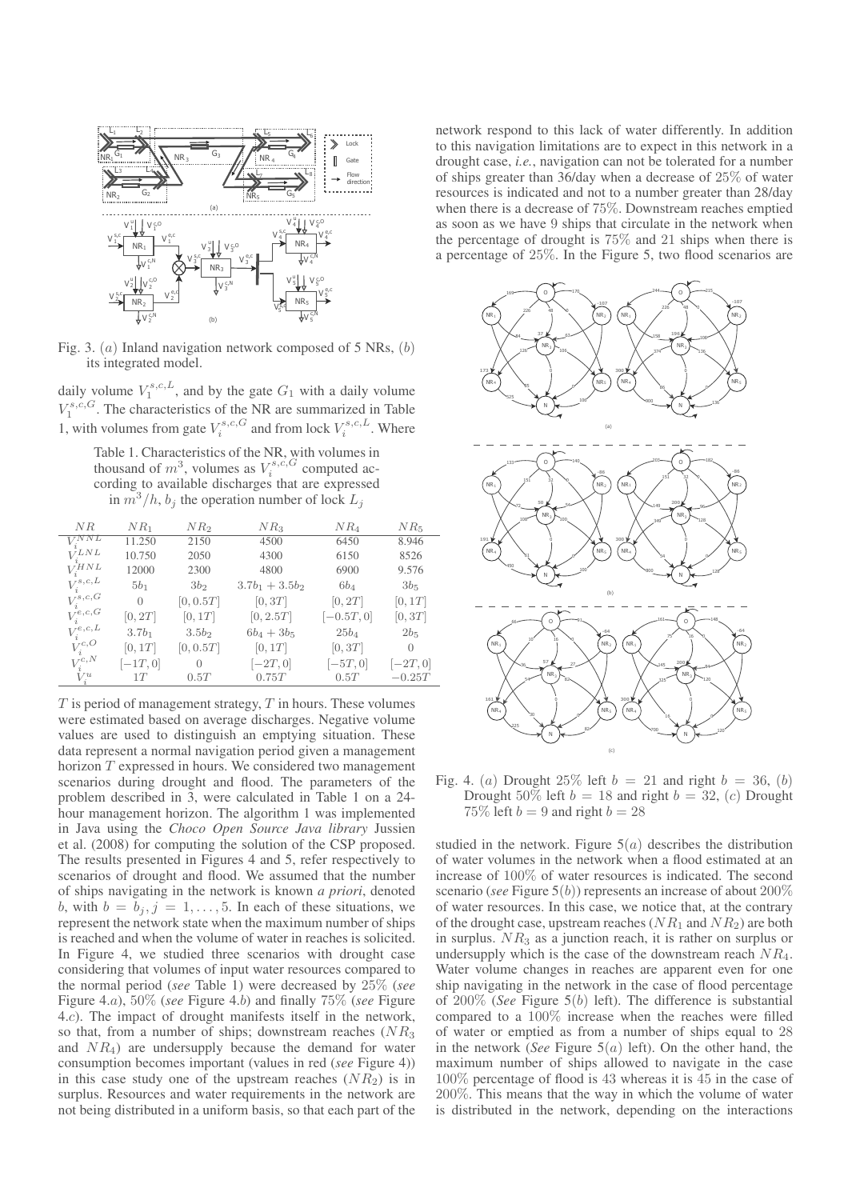Fig. 3. $(a)$ Inland navigation network composed of 5 NRs, $(b)$ its integrated model.

daily volume $V_1^{s,c,L}$, and by the gate $G_1$ with a daily volume $V_1^{s,c,G}$. The characteristics of the NR are summarized in Table 1, with volumes from gate $V_i^{s,c,G}$ and from lock $V_i^{s,c,L}$. Where

Table 1. Characteristics of the NR, with volumes in thousand of $m^3$, volumes as $V_i^{s,c,G}$ computed according to available discharges that are expressed in $m^3/h$, $b_j$ the operation number of lock $L_j$

| $NR$ | $NR_1$ | $NR_2$ | $NR_3$ | $NR_4$ | $NR_5$ |
|---|---|---|---|---|---|
| $V_i^{NNL}$ | 11.250 | 2150 | 4500 | 6450 | 8.946 |
| $V_i^{LNL}$ | 10.750 | 2050 | 4300 | 6150 | 8526 |
| $V_i^{HNL}$ | 12000 | 2300 | 4800 | 6900 | 9.576 |
| $V_i^{s,c,L}$ | $5b_1$ | $3b_2$ | $3.7b_1 + 3.5b_2$ | $6b_4$ | $3b_5$ |
| $V_i^{s,c,G}$ | $0$ | $[0, 0.5T]$ | $[0, 3T]$ | $[0, 2T]$ | $[0, 1T]$ |
| $V_i^{e,c,G}$ | $[0, 2T]$ | $[0, 1T]$ | $[0, 2.5T]$ | $[-0.5T, 0]$ | $[0, 3T]$ |
| $V_i^{e,c,L}$ | $3.7b_1$ | $3.5b_2$ | $6b_4 + 3b_5$ | $25b_4$ | $2b_5$ |
| $V_i^{c,O}$ | $[0, 1T]$ | $[0, 0.5T]$ | $[0, 1T]$ | $[0, 3T]$ | $0$ |
| $V_i^{c,N}$ | $[-1T, 0]$ | $0$ | $[-2T, 0]$ | $[-5T, 0]$ | $[-2T, 0]$ |
| $V_i^{u}$ | $1T$ | $0.5T$ | $0.75T$ | $0.5T$ | $-0.25T$ |

$T$ is period of management strategy, $T$ in hours. These volumes were estimated based on average discharges. Negative volume values are used to distinguish an emptying situation. These data represent a normal navigation period given a management horizon $T$ expressed in hours. We considered two management scenarios during drought and flood. The parameters of the problem described in 3, were calculated in Table 1 on a 24-hour management horizon. The algorithm 1 was implemented in Java using the *Choco Open Source Java library* Jussien et al. (2008) for computing the solution of the CSP proposed. The results presented in Figures 4 and 5, refer respectively to scenarios of drought and flood. We assumed that the number of ships navigating in the network is known *a priori*, denoted $b$, with $b = b_j, j = 1, \ldots, 5$. In each of these situations, we represent the network state when the maximum number of ships is reached and when the volume of water in reaches is solicited. In Figure 4, we studied three scenarios with drought case considering that volumes of input water resources compared to the normal period (*see* Table 1) were decreased by 25% (*see* Figure 4.*a*), 50% (*see* Figure 4.*b*) and finally 75% (*see* Figure 4.*c*). The impact of drought manifests itself in the network, so that, from a number of ships; downstream reaches ($NR_3$ and $NR_4$) are undersupply because the demand for water consumption becomes important (values in red (*see* Figure 4)) in this case study one of the upstream reaches ($NR_2$) is in surplus. Resources and water requirements in the network are not being distributed in a uniform basis, so that each part of the network respond to this lack of water differently. In addition to this navigation limitations are to expect in this network in a drought case, *i.e.*, navigation can not be tolerated for a number of ships greater than 36/day when a decrease of 25% of water resources is indicated and not to a number greater than 28/day when there is a decrease of 75%. Downstream reaches emptied as soon as we have 9 ships that circulate in the network when the percentage of drought is 75% and 21 ships when there is a percentage of 25%. In the Figure 5, two flood scenarios are

Fig. 4. $(a)$ Drought 25% left $b = 21$ and right $b = 36$, $(b)$ Drought 50% left $b = 18$ and right $b = 32$, $(c)$ Drought 75% left $b = 9$ and right $b = 28$

studied in the network. Figure 5$(a)$ describes the distribution of water volumes in the network when a flood estimated at an increase of 100% of water resources is indicated. The second scenario (*see* Figure 5$(b)$) represents an increase of about 200% of water resources. In this case, we notice that, at the contrary of the drought case, upstream reaches ($NR_1$ and $NR_2$) are both in surplus. $NR_3$ as a junction reach, it is rather on surplus or undersupply which is the case of the downstream reach $NR_4$. Water volume changes in reaches are apparent even for one ship navigating in the network in the case of flood percentage of 200% (*See* Figure 5$(b)$ left). The difference is substantial compared to a 100% increase when the reaches were filled of water or emptied as from a number of ships equal to 28 in the network (*See* Figure 5$(a)$ left). On the other hand, the maximum number of ships allowed to navigate in the case 100% percentage of flood is 43 whereas it is 45 in the case of 200%. This means that the way in which the volume of water is distributed in the network, depending on the interactions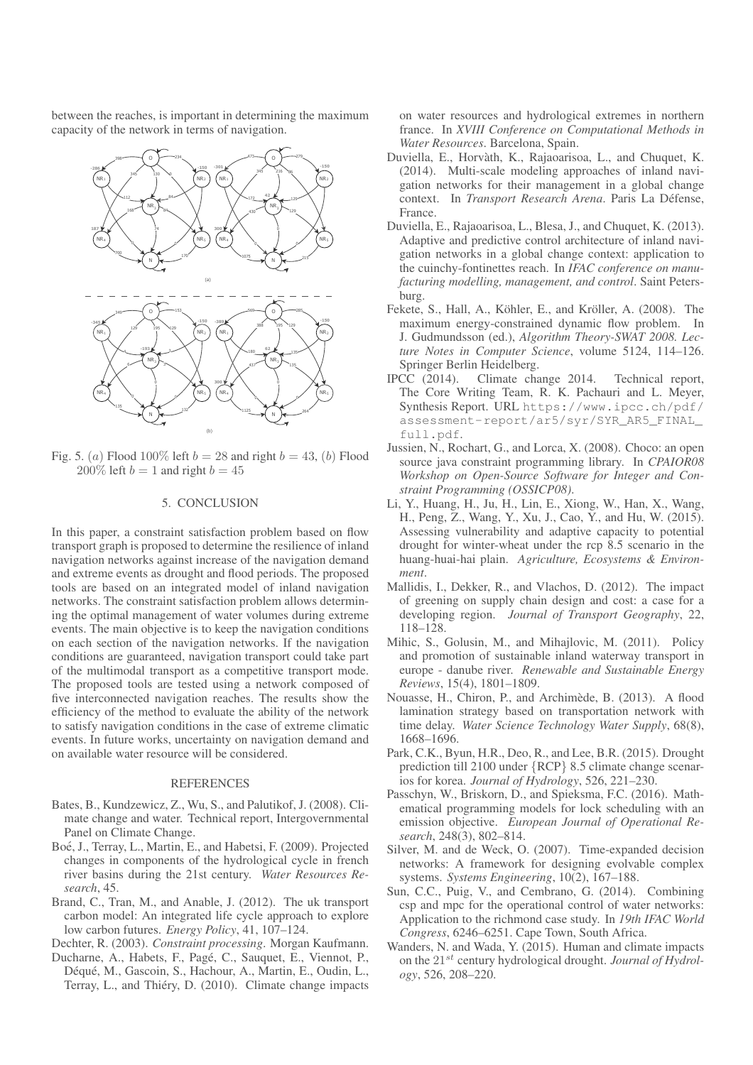between the reaches, is important in determining the maximum capacity of the network in terms of navigation.

Fig. 5. ($a$) Flood 100% left $b = 28$ and right $b = 43$, ($b$) Flood 200% left $b = 1$ and right $b = 45$

## 5. CONCLUSION

In this paper, a constraint satisfaction problem based on flow transport graph is proposed to determine the resilience of inland navigation networks against increase of the navigation demand and extreme events as drought and flood periods. The proposed tools are based on an integrated model of inland navigation networks. The constraint satisfaction problem allows determining the optimal management of water volumes during extreme events. The main objective is to keep the navigation conditions on each section of the navigation networks. If the navigation conditions are guaranteed, navigation transport could take part of the multimodal transport as a competitive transport mode. The proposed tools are tested using a network composed of five interconnected navigation reaches. The results show the efficiency of the method to evaluate the ability of the network to satisfy navigation conditions in the case of extreme climatic events. In future works, uncertainty on navigation demand and on available water resource will be considered.

## REFERENCES

Bates, B., Kundzewicz, Z., Wu, S., and Palutikof, J. (2008). Climate change and water. Technical report, Intergovernmental Panel on Climate Change.

Boé, J., Terray, L., Martin, E., and Habetsi, F. (2009). Projected changes in components of the hydrological cycle in french river basins during the 21st century. *Water Resources Research*, 45.

Brand, C., Tran, M., and Anable, J. (2012). The uk transport carbon model: An integrated life cycle approach to explore low carbon futures. *Energy Policy*, 41, 107–124.

Dechter, R. (2003). *Constraint processing*. Morgan Kaufmann.

Ducharne, A., Habets, F., Pagé, C., Sauquet, E., Viennot, P., Déqué, M., Gascoin, S., Hachour, A., Martin, E., Oudin, L., Terray, L., and Thiéry, D. (2010). Climate change impacts on water resources and hydrological extremes in northern france. In *XVIII Conference on Computational Methods in Water Resources*. Barcelona, Spain.

Duviella, E., Horvàth, K., Rajaoarisoa, L., and Chuquet, K. (2014). Multi-scale modeling approaches of inland navigation networks for their management in a global change context. In *Transport Research Arena*. Paris La Défense, France.

Duviella, E., Rajaoarisoa, L., Blesa, J., and Chuquet, K. (2013). Adaptive and predictive control architecture of inland navigation networks in a global change context: application to the cuinchy-fontinettes reach. In *IFAC conference on manufacturing modelling, management, and control*. Saint Petersburg.

Fekete, S., Hall, A., Köhler, E., and Kröller, A. (2008). The maximum energy-constrained dynamic flow problem. In J. Gudmundsson (ed.), *Algorithm Theory-SWAT 2008. Lecture Notes in Computer Science*, volume 5124, 114–126. Springer Berlin Heidelberg.

IPCC (2014). Climate change 2014. Technical report, The Core Writing Team, R. K. Pachauri and L. Meyer, Synthesis Report. URL https://www.ipcc.ch/pdf/assessment-report/ar5/syr/SYR_AR5_FINAL_full.pdf.

Jussien, N., Rochart, G., and Lorca, X. (2008). Choco: an open source java constraint programming library. In *CPAIOR08 Workshop on Open-Source Software for Integer and Constraint Programming (OSSICP08)*.

Li, Y., Huang, H., Ju, H., Lin, E., Xiong, W., Han, X., Wang, H., Peng, Z., Wang, Y., Xu, J., Cao, Y., and Hu, W. (2015). Assessing vulnerability and adaptive capacity to potential drought for winter-wheat under the rcp 8.5 scenario in the huang-huai-hai plain. *Agriculture, Ecosystems & Environment*.

Mallidis, I., Dekker, R., and Vlachos, D. (2012). The impact of greening on supply chain design and cost: a case for a developing region. *Journal of Transport Geography*, 22, 118–128.

Mihic, S., Golusin, M., and Mihajlovic, M. (2011). Policy and promotion of sustainable inland waterway transport in europe - danube river. *Renewable and Sustainable Energy Reviews*, 15(4), 1801–1809.

Nouasse, H., Chiron, P., and Archimède, B. (2013). A flood lamination strategy based on transportation network with time delay. *Water Science Technology Water Supply*, 68(8), 1668–1696.

Park, C.K., Byun, H.R., Deo, R., and Lee, B.R. (2015). Drought prediction till 2100 under {RCP} 8.5 climate change scenarios for korea. *Journal of Hydrology*, 526, 221–230.

Passchyn, W., Briskorn, D., and Spieksma, F.C. (2016). Mathematical programming models for lock scheduling with an emission objective. *European Journal of Operational Research*, 248(3), 802–814.

Silver, M. and de Weck, O. (2007). Time-expanded decision networks: A framework for designing evolvable complex systems. *Systems Engineering*, 10(2), 167–188.

Sun, C.C., Puig, V., and Cembrano, G. (2014). Combining csp and mpc for the operational control of water networks: Application to the richmond case study. In *19th IFAC World Congress*, 6246–6251. Cape Town, South Africa.

Wanders, N. and Wada, Y. (2015). Human and climate impacts on the $21^{st}$ century hydrological drought. *Journal of Hydrology*, 526, 208–220.